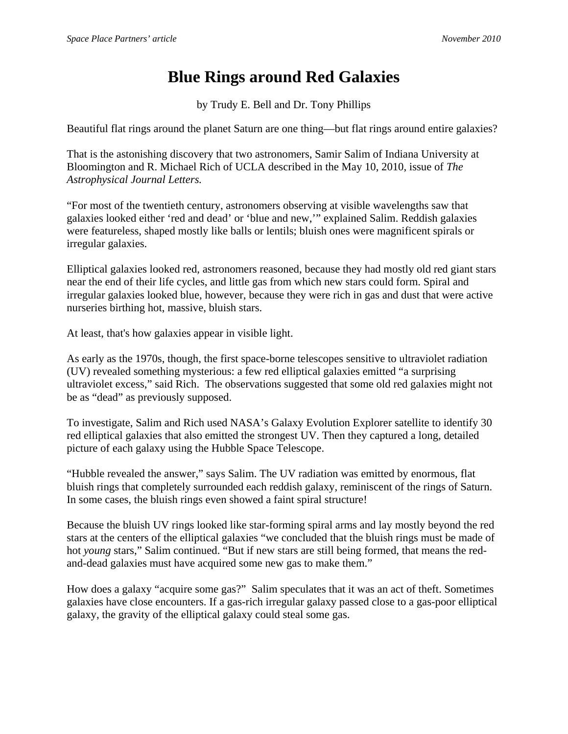# Blue Rings around Red Galaxies

by Trudy E. Bell and Dr. Tony Phillips

Beautiful flat rings around the planet Saturn are one thing—but flat rings around entire galaxies?

That is the astonishing discovery that two astronomers, Samir Salim of Indiana University at Bloomington and R. Michael Rich of UCLA described in the May 10, 2010, issue of *The Astrophysical Journal Letters.*

"For most of the twentieth century, astronomers observing at visible wavelengths saw that galaxies looked either 'red and dead' or 'blue and new,'" explained Salim. Reddish galaxies were featureless, shaped mostly like balls or lentils; bluish ones were magnificent spirals or irregular galaxies.

Elliptical galaxies looked red, astronomers reasoned, because they had mostly old red giant stars near the end of their life cycles, and little gas from which new stars could form. Spiral and irregular galaxies looked blue, however, because they were rich in gas and dust that were active nurseries birthing hot, massive, bluish stars.

At least, that's how galaxies appear in visible light.

As early as the 1970s, though, the first space-borne telescopes sensitive to ultraviolet radiation (UV) revealed something mysterious: a few red elliptical galaxies emitted "a surprising ultraviolet excess," said Rich. The observations suggested that some old red galaxies might not be as "dead" as previously supposed.

To investigate, Salim and Rich used NASA's Galaxy Evolution Explorer satellite to identify 30 red elliptical galaxies that also emitted the strongest UV. Then they captured a long, detailed picture of each galaxy using the Hubble Space Telescope.

"Hubble revealed the answer," says Salim. The UV radiation was emitted by enormous, flat bluish rings that completely surrounded each reddish galaxy, reminiscent of the rings of Saturn. In some cases, the bluish rings even showed a faint spiral structure!

Because the bluish UV rings looked like star-forming spiral arms and lay mostly beyond the red stars at the centers of the elliptical galaxies "we concluded that the bluish rings must be made of hot *young* stars," Salim continued. "But if new stars are still being formed, that means the red-and-dead galaxies must have acquired some new gas to make them."

How does a galaxy "acquire some gas?" Salim speculates that it was an act of theft. Sometimes galaxies have close encounters. If a gas-rich irregular galaxy passed close to a gas-poor elliptical galaxy, the gravity of the elliptical galaxy could steal some gas.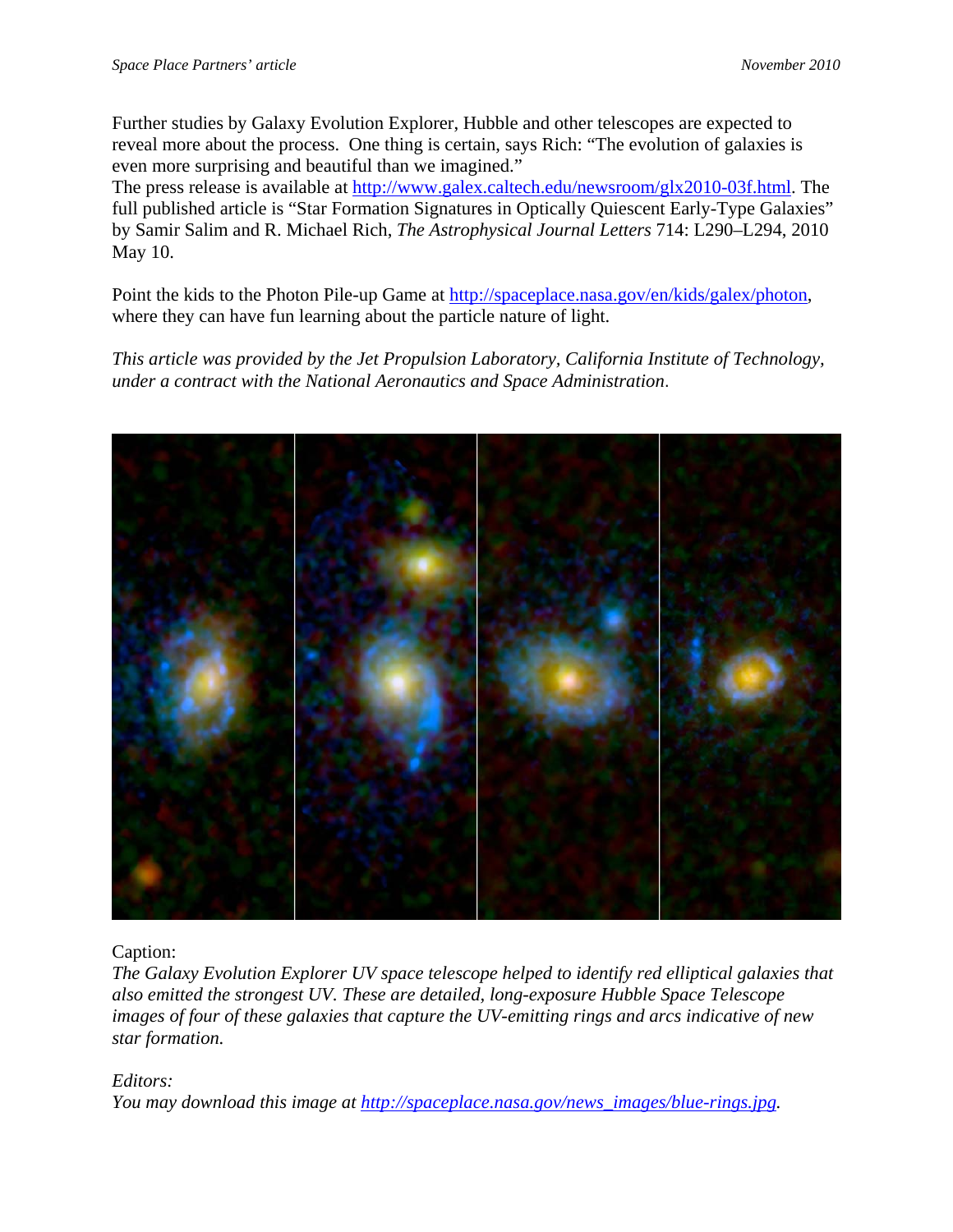Further studies by Galaxy Evolution Explorer, Hubble and other telescopes are expected to reveal more about the process. One thing is certain, says Rich: "The evolution of galaxies is even more surprising and beautiful than we imagined."
The press release is available at http://www.galex.caltech.edu/newsroom/glx2010-03f.html. The full published article is "Star Formation Signatures in Optically Quiescent Early-Type Galaxies" by Samir Salim and R. Michael Rich, *The Astrophysical Journal Letters* 714: L290–L294, 2010 May 10.

Point the kids to the Photon Pile-up Game at http://spaceplace.nasa.gov/en/kids/galex/photon, where they can have fun learning about the particle nature of light.

*This article was provided by the Jet Propulsion Laboratory, California Institute of Technology, under a contract with the National Aeronautics and Space Administration.*

Caption:
*The Galaxy Evolution Explorer UV space telescope helped to identify red elliptical galaxies that also emitted the strongest UV. These are detailed, long-exposure Hubble Space Telescope images of four of these galaxies that capture the UV-emitting rings and arcs indicative of new star formation.*

*Editors:*
*You may download this image at http://spaceplace.nasa.gov/news_images/blue-rings.jpg.*